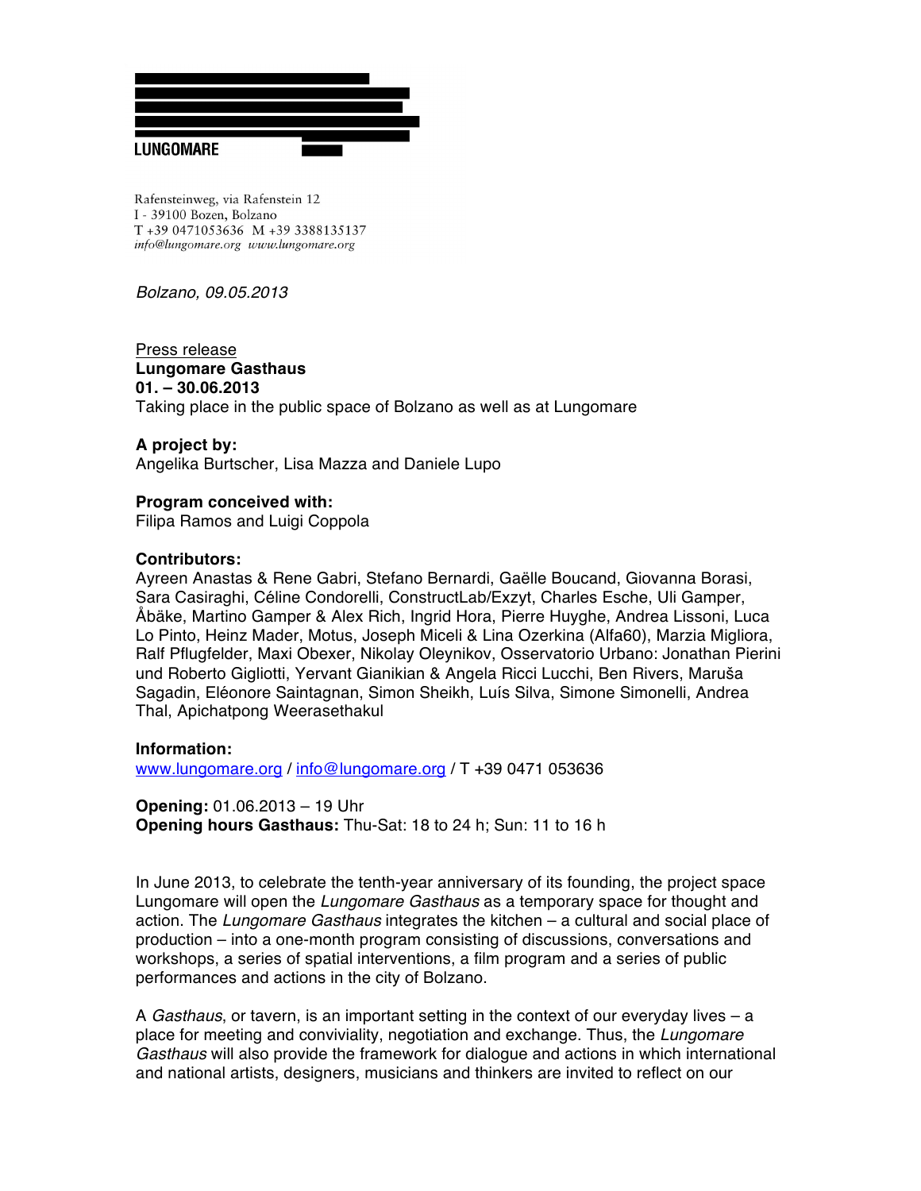LUNGOMARE

Rafensteinweg, via Rafenstein 12
I - 39100 Bozen, Bolzano
T +39 0471053636 M +39 3388135137
*info@lungomare.org www.lungomare.org*

*Bolzano, 09.05.2013*

Press release
**Lungomare Gasthaus**
**01. – 30.06.2013**
Taking place in the public space of Bolzano as well as at Lungomare

**A project by:**
Angelika Burtscher, Lisa Mazza and Daniele Lupo

**Program conceived with:**
Filipa Ramos and Luigi Coppola

**Contributors:**
Ayreen Anastas & Rene Gabri, Stefano Bernardi, Gaëlle Boucand, Giovanna Borasi, Sara Casiraghi, Céline Condorelli, ConstructLab/Exzyt, Charles Esche, Uli Gamper, Åbäke, Martino Gamper & Alex Rich, Ingrid Hora, Pierre Huyghe, Andrea Lissoni, Luca Lo Pinto, Heinz Mader, Motus, Joseph Miceli & Lina Ozerkina (Alfa60), Marzia Migliora, Ralf Pflugfelder, Maxi Obexer, Nikolay Oleynikov, Osservatorio Urbano: Jonathan Pierini und Roberto Gigliotti, Yervant Gianikian & Angela Ricci Lucchi, Ben Rivers, Maruša Sagadin, Eléonore Saintagnan, Simon Sheikh, Luís Silva, Simone Simonelli, Andrea Thal, Apichatpong Weerasethakul

**Information:**
www.lungomare.org / info@lungomare.org / T +39 0471 053636

**Opening:** 01.06.2013 – 19 Uhr
**Opening hours Gasthaus:** Thu-Sat: 18 to 24 h; Sun: 11 to 16 h

In June 2013, to celebrate the tenth-year anniversary of its founding, the project space Lungomare will open the *Lungomare Gasthaus* as a temporary space for thought and action. The *Lungomare Gasthaus* integrates the kitchen – a cultural and social place of production – into a one-month program consisting of discussions, conversations and workshops, a series of spatial interventions, a film program and a series of public performances and actions in the city of Bolzano.

A *Gasthaus*, or tavern, is an important setting in the context of our everyday lives – a place for meeting and conviviality, negotiation and exchange. Thus, the *Lungomare Gasthaus* will also provide the framework for dialogue and actions in which international and national artists, designers, musicians and thinkers are invited to reflect on our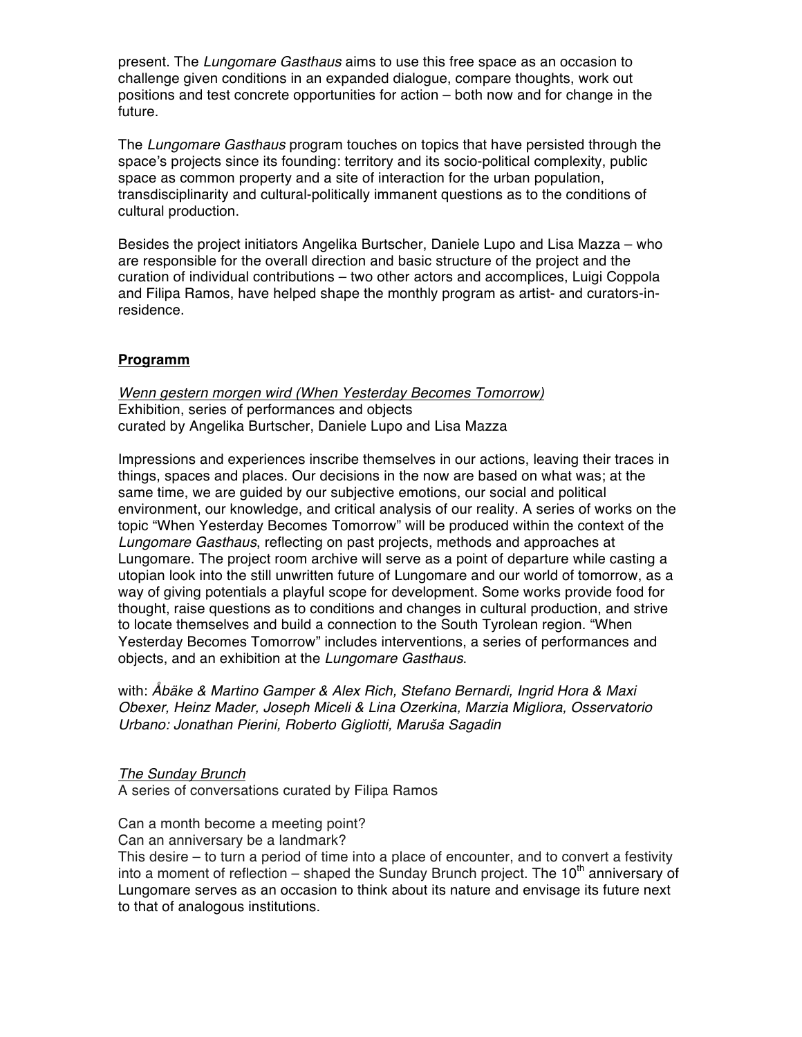present. The *Lungomare Gasthaus* aims to use this free space as an occasion to challenge given conditions in an expanded dialogue, compare thoughts, work out positions and test concrete opportunities for action – both now and for change in the future.

The *Lungomare Gasthaus* program touches on topics that have persisted through the space's projects since its founding: territory and its socio-political complexity, public space as common property and a site of interaction for the urban population, transdisciplinarity and cultural-politically immanent questions as to the conditions of cultural production.

Besides the project initiators Angelika Burtscher, Daniele Lupo and Lisa Mazza – who are responsible for the overall direction and basic structure of the project and the curation of individual contributions – two other actors and accomplices, Luigi Coppola and Filipa Ramos, have helped shape the monthly program as artist- and curators-in-residence.

## Programm

*Wenn gestern morgen wird (When Yesterday Becomes Tomorrow)*
Exhibition, series of performances and objects
curated by Angelika Burtscher, Daniele Lupo and Lisa Mazza

Impressions and experiences inscribe themselves in our actions, leaving their traces in things, spaces and places. Our decisions in the now are based on what was; at the same time, we are guided by our subjective emotions, our social and political environment, our knowledge, and critical analysis of our reality. A series of works on the topic "When Yesterday Becomes Tomorrow" will be produced within the context of the *Lungomare Gasthaus*, reflecting on past projects, methods and approaches at Lungomare. The project room archive will serve as a point of departure while casting a utopian look into the still unwritten future of Lungomare and our world of tomorrow, as a way of giving potentials a playful scope for development. Some works provide food for thought, raise questions as to conditions and changes in cultural production, and strive to locate themselves and build a connection to the South Tyrolean region. "When Yesterday Becomes Tomorrow" includes interventions, a series of performances and objects, and an exhibition at the *Lungomare Gasthaus*.

with: *Åbäke & Martino Gamper & Alex Rich, Stefano Bernardi, Ingrid Hora & Maxi Obexer, Heinz Mader, Joseph Miceli & Lina Ozerkina, Marzia Migliora, Osservatorio Urbano: Jonathan Pierini, Roberto Gigliotti, Maruša Sagadin*

*The Sunday Brunch*
A series of conversations curated by Filipa Ramos

Can a month become a meeting point?
Can an anniversary be a landmark?
This desire – to turn a period of time into a place of encounter, and to convert a festivity into a moment of reflection – shaped the Sunday Brunch project. The 10th anniversary of Lungomare serves as an occasion to think about its nature and envisage its future next to that of analogous institutions.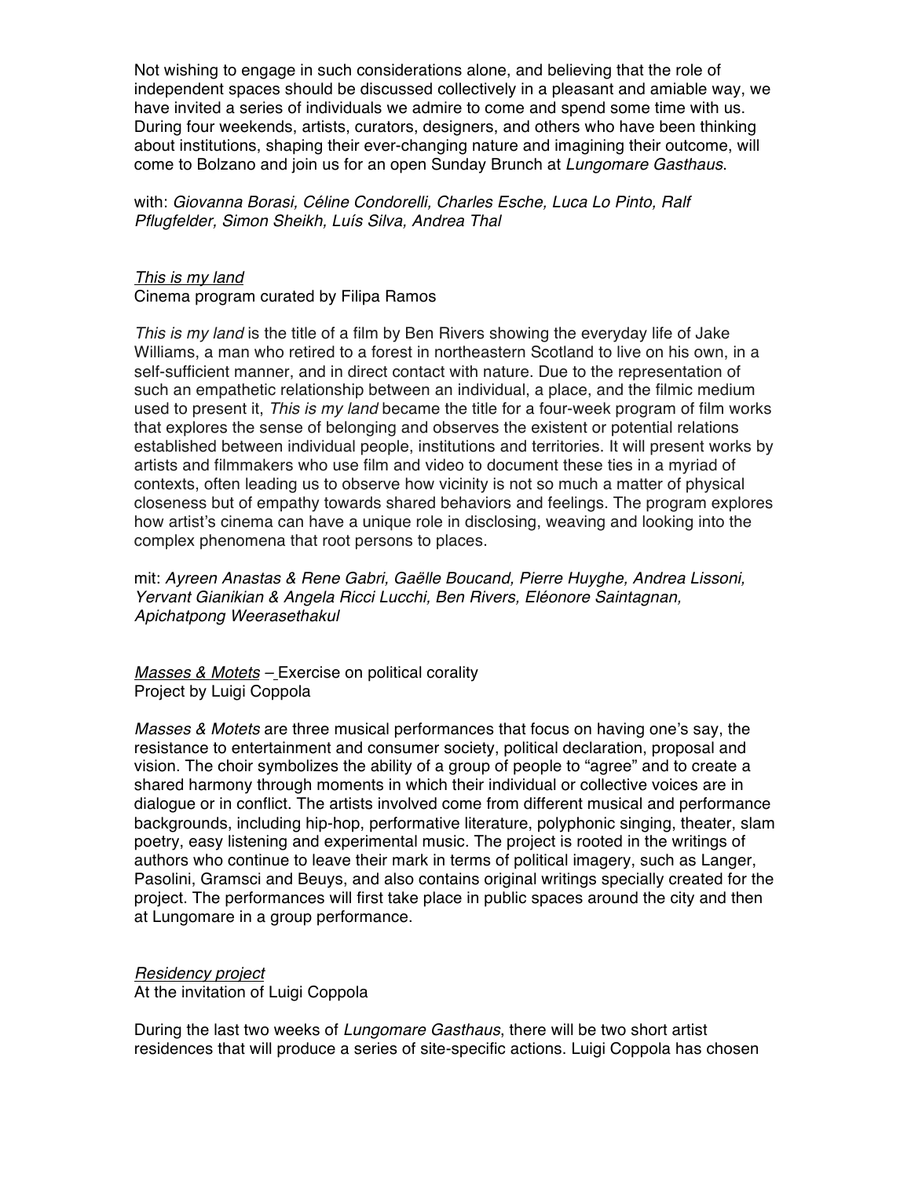Not wishing to engage in such considerations alone, and believing that the role of independent spaces should be discussed collectively in a pleasant and amiable way, we have invited a series of individuals we admire to come and spend some time with us. During four weekends, artists, curators, designers, and others who have been thinking about institutions, shaping their ever-changing nature and imagining their outcome, will come to Bolzano and join us for an open Sunday Brunch at *Lungomare Gasthaus*.

with: *Giovanna Borasi, Céline Condorelli, Charles Esche, Luca Lo Pinto, Ralf Pflugfelder, Simon Sheikh, Luís Silva, Andrea Thal*

*This is my land*
Cinema program curated by Filipa Ramos

*This is my land* is the title of a film by Ben Rivers showing the everyday life of Jake Williams, a man who retired to a forest in northeastern Scotland to live on his own, in a self-sufficient manner, and in direct contact with nature. Due to the representation of such an empathetic relationship between an individual, a place, and the filmic medium used to present it, *This is my land* became the title for a four-week program of film works that explores the sense of belonging and observes the existent or potential relations established between individual people, institutions and territories. It will present works by artists and filmmakers who use film and video to document these ties in a myriad of contexts, often leading us to observe how vicinity is not so much a matter of physical closeness but of empathy towards shared behaviors and feelings. The program explores how artist's cinema can have a unique role in disclosing, weaving and looking into the complex phenomena that root persons to places.

mit: *Ayreen Anastas & Rene Gabri, Gaëlle Boucand, Pierre Huyghe, Andrea Lissoni, Yervant Gianikian & Angela Ricci Lucchi, Ben Rivers, Eléonore Saintagnan, Apichatpong Weerasethakul*

*Masses & Motets* – Exercise on political corality
Project by Luigi Coppola

*Masses & Motets* are three musical performances that focus on having one's say, the resistance to entertainment and consumer society, political declaration, proposal and vision. The choir symbolizes the ability of a group of people to "agree" and to create a shared harmony through moments in which their individual or collective voices are in dialogue or in conflict. The artists involved come from different musical and performance backgrounds, including hip-hop, performative literature, polyphonic singing, theater, slam poetry, easy listening and experimental music. The project is rooted in the writings of authors who continue to leave their mark in terms of political imagery, such as Langer, Pasolini, Gramsci and Beuys, and also contains original writings specially created for the project. The performances will first take place in public spaces around the city and then at Lungomare in a group performance.

*Residency project*
At the invitation of Luigi Coppola

During the last two weeks of *Lungomare Gasthaus*, there will be two short artist residences that will produce a series of site-specific actions. Luigi Coppola has chosen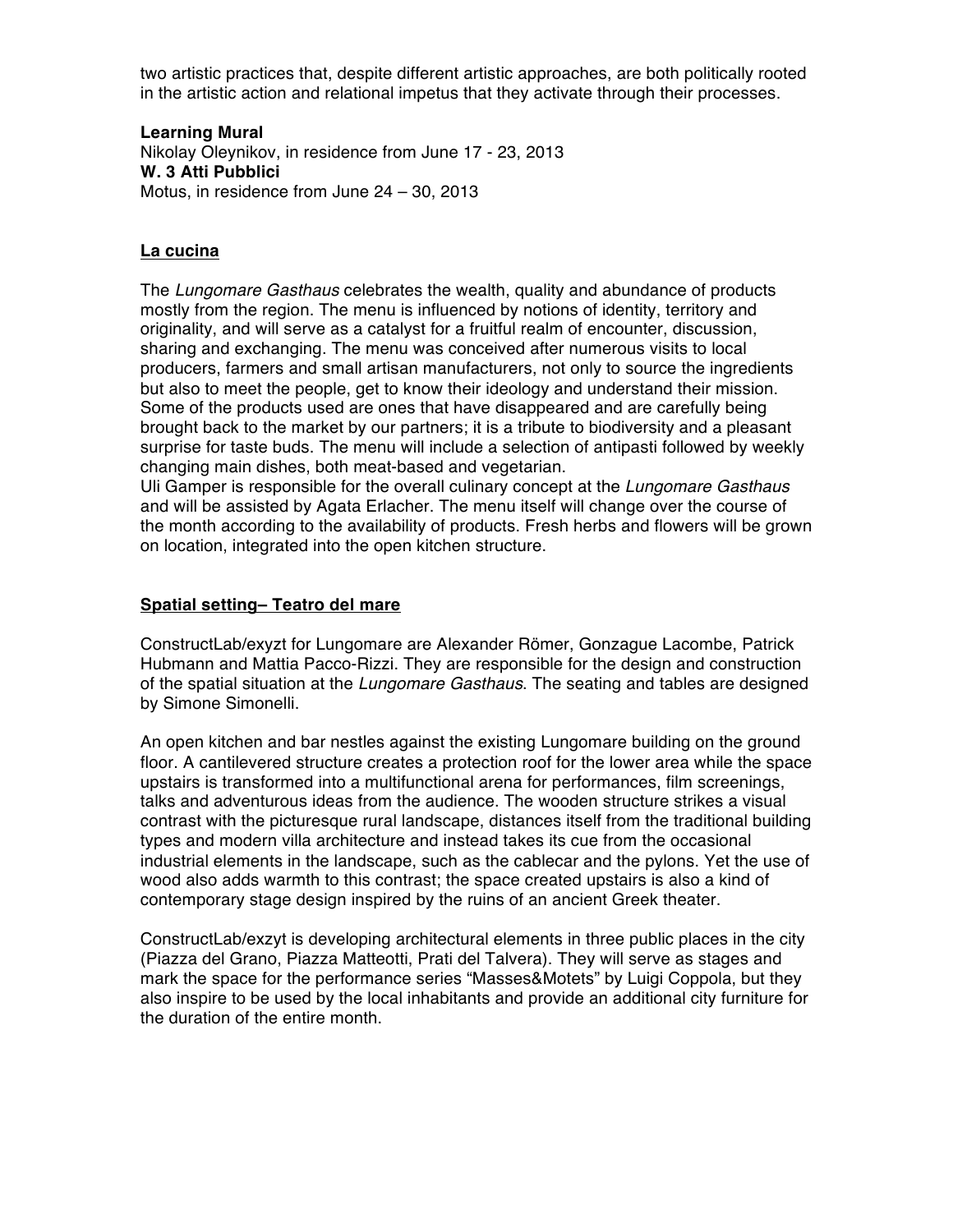two artistic practices that, despite different artistic approaches, are both politically rooted in the artistic action and relational impetus that they activate through their processes.

**Learning Mural**
Nikolay Oleynikov, in residence from June 17 - 23, 2013
**W. 3 Atti Pubblici**
Motus, in residence from June 24 – 30, 2013

## La cucina

The *Lungomare Gasthaus* celebrates the wealth, quality and abundance of products mostly from the region. The menu is influenced by notions of identity, territory and originality, and will serve as a catalyst for a fruitful realm of encounter, discussion, sharing and exchanging. The menu was conceived after numerous visits to local producers, farmers and small artisan manufacturers, not only to source the ingredients but also to meet the people, get to know their ideology and understand their mission. Some of the products used are ones that have disappeared and are carefully being brought back to the market by our partners; it is a tribute to biodiversity and a pleasant surprise for taste buds. The menu will include a selection of antipasti followed by weekly changing main dishes, both meat-based and vegetarian.
Uli Gamper is responsible for the overall culinary concept at the *Lungomare Gasthaus* and will be assisted by Agata Erlacher. The menu itself will change over the course of the month according to the availability of products. Fresh herbs and flowers will be grown on location, integrated into the open kitchen structure.

## Spatial setting– Teatro del mare

ConstructLab/exyzt for Lungomare are Alexander Römer, Gonzague Lacombe, Patrick Hubmann and Mattia Pacco-Rizzi. They are responsible for the design and construction of the spatial situation at the *Lungomare Gasthaus*. The seating and tables are designed by Simone Simonelli.

An open kitchen and bar nestles against the existing Lungomare building on the ground floor. A cantilevered structure creates a protection roof for the lower area while the space upstairs is transformed into a multifunctional arena for performances, film screenings, talks and adventurous ideas from the audience. The wooden structure strikes a visual contrast with the picturesque rural landscape, distances itself from the traditional building types and modern villa architecture and instead takes its cue from the occasional industrial elements in the landscape, such as the cablecar and the pylons. Yet the use of wood also adds warmth to this contrast; the space created upstairs is also a kind of contemporary stage design inspired by the ruins of an ancient Greek theater.

ConstructLab/exzyt is developing architectural elements in three public places in the city (Piazza del Grano, Piazza Matteotti, Prati del Talvera). They will serve as stages and mark the space for the performance series "Masses&Motets" by Luigi Coppola, but they also inspire to be used by the local inhabitants and provide an additional city furniture for the duration of the entire month.